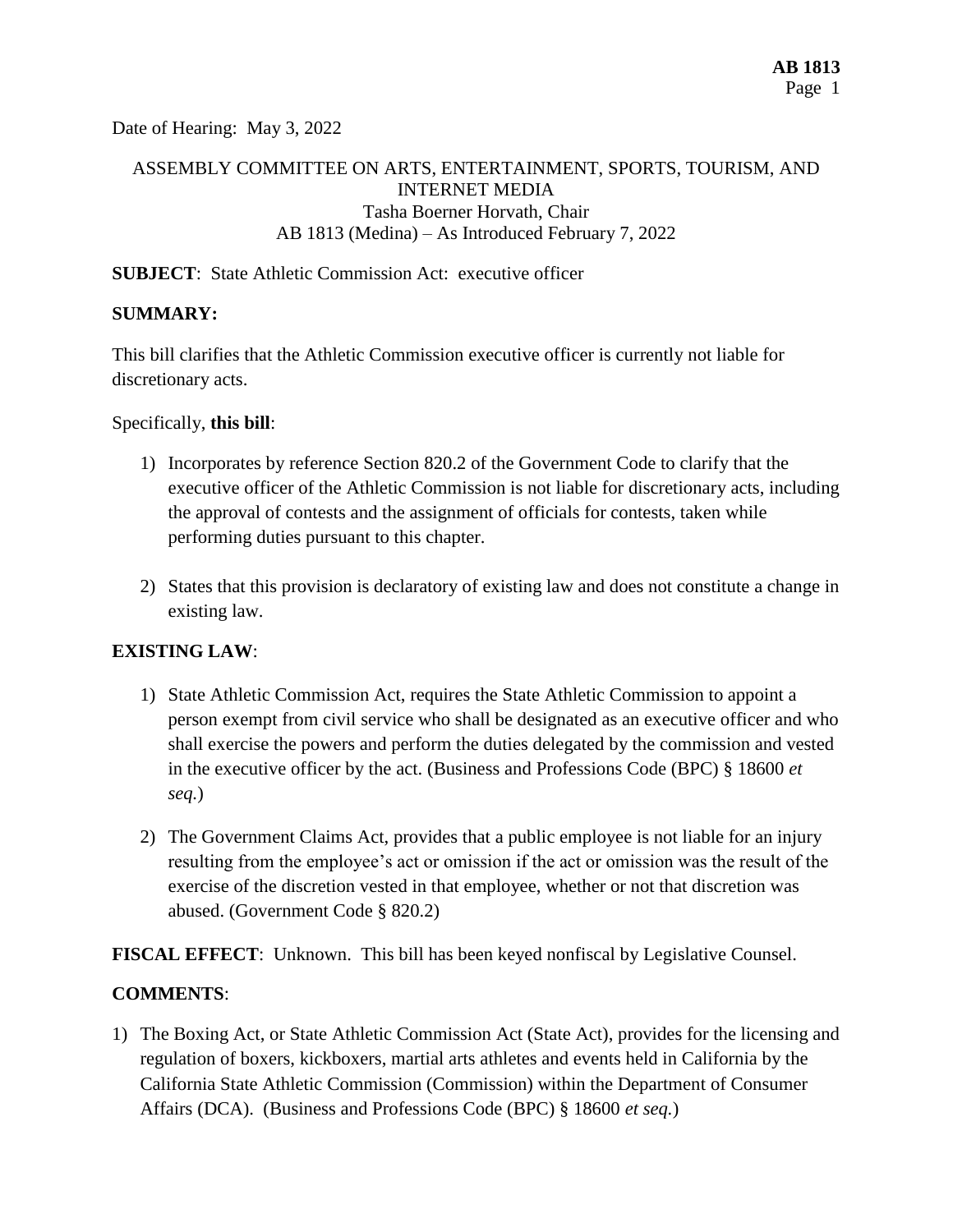Date of Hearing: May 3, 2022

ASSEMBLY COMMITTEE ON ARTS, ENTERTAINMENT, SPORTS, TOURISM, AND INTERNET MEDIA
Tasha Boerner Horvath, Chair
AB 1813 (Medina) – As Introduced February 7, 2022

**SUBJECT**: State Athletic Commission Act: executive officer

**SUMMARY:**

This bill clarifies that the Athletic Commission executive officer is currently not liable for discretionary acts.

Specifically, **this bill**:

1) Incorporates by reference Section 820.2 of the Government Code to clarify that the executive officer of the Athletic Commission is not liable for discretionary acts, including the approval of contests and the assignment of officials for contests, taken while performing duties pursuant to this chapter.

2) States that this provision is declaratory of existing law and does not constitute a change in existing law.

**EXISTING LAW**:

1) State Athletic Commission Act, requires the State Athletic Commission to appoint a person exempt from civil service who shall be designated as an executive officer and who shall exercise the powers and perform the duties delegated by the commission and vested in the executive officer by the act. (Business and Professions Code (BPC) § 18600 *et seq.*)

2) The Government Claims Act, provides that a public employee is not liable for an injury resulting from the employee's act or omission if the act or omission was the result of the exercise of the discretion vested in that employee, whether or not that discretion was abused. (Government Code § 820.2)

**FISCAL EFFECT**: Unknown. This bill has been keyed nonfiscal by Legislative Counsel.

**COMMENTS**:

1) The Boxing Act, or State Athletic Commission Act (State Act), provides for the licensing and regulation of boxers, kickboxers, martial arts athletes and events held in California by the California State Athletic Commission (Commission) within the Department of Consumer Affairs (DCA). (Business and Professions Code (BPC) § 18600 *et seq.*)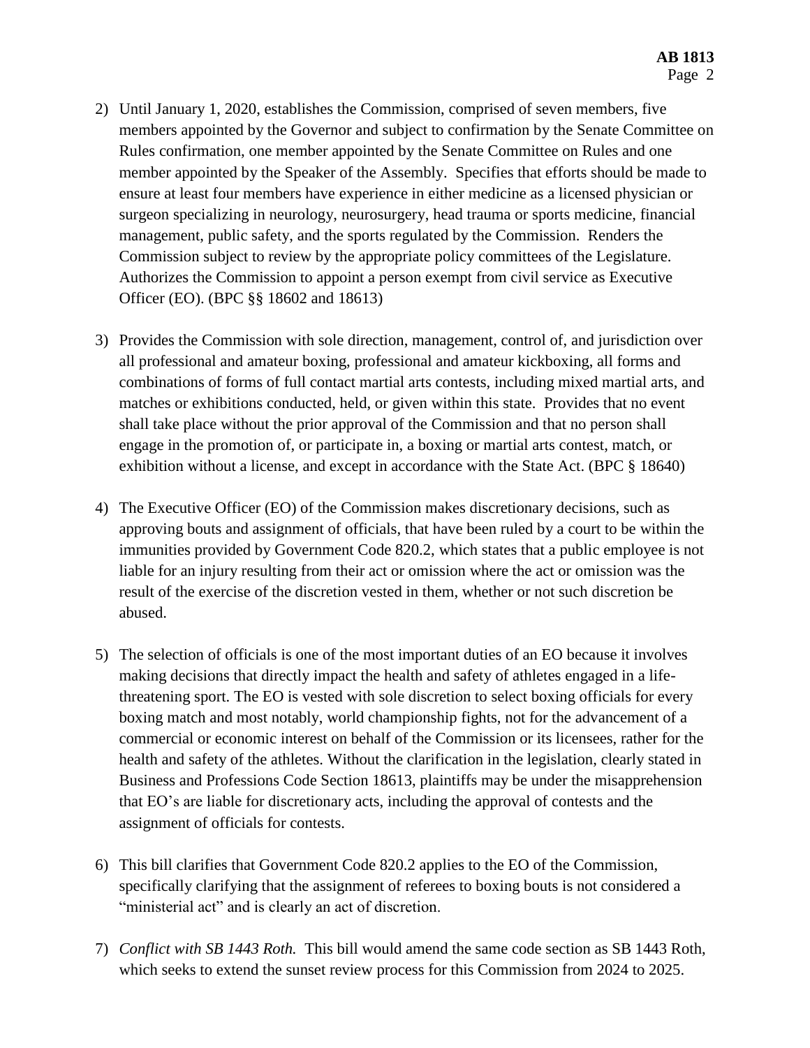2) Until January 1, 2020, establishes the Commission, comprised of seven members, five members appointed by the Governor and subject to confirmation by the Senate Committee on Rules confirmation, one member appointed by the Senate Committee on Rules and one member appointed by the Speaker of the Assembly. Specifies that efforts should be made to ensure at least four members have experience in either medicine as a licensed physician or surgeon specializing in neurology, neurosurgery, head trauma or sports medicine, financial management, public safety, and the sports regulated by the Commission. Renders the Commission subject to review by the appropriate policy committees of the Legislature. Authorizes the Commission to appoint a person exempt from civil service as Executive Officer (EO). (BPC §§ 18602 and 18613)

3) Provides the Commission with sole direction, management, control of, and jurisdiction over all professional and amateur boxing, professional and amateur kickboxing, all forms and combinations of forms of full contact martial arts contests, including mixed martial arts, and matches or exhibitions conducted, held, or given within this state. Provides that no event shall take place without the prior approval of the Commission and that no person shall engage in the promotion of, or participate in, a boxing or martial arts contest, match, or exhibition without a license, and except in accordance with the State Act. (BPC § 18640)

4) The Executive Officer (EO) of the Commission makes discretionary decisions, such as approving bouts and assignment of officials, that have been ruled by a court to be within the immunities provided by Government Code 820.2, which states that a public employee is not liable for an injury resulting from their act or omission where the act or omission was the result of the exercise of the discretion vested in them, whether or not such discretion be abused.

5) The selection of officials is one of the most important duties of an EO because it involves making decisions that directly impact the health and safety of athletes engaged in a life-threatening sport. The EO is vested with sole discretion to select boxing officials for every boxing match and most notably, world championship fights, not for the advancement of a commercial or economic interest on behalf of the Commission or its licensees, rather for the health and safety of the athletes. Without the clarification in the legislation, clearly stated in Business and Professions Code Section 18613, plaintiffs may be under the misapprehension that EO's are liable for discretionary acts, including the approval of contests and the assignment of officials for contests.

6) This bill clarifies that Government Code 820.2 applies to the EO of the Commission, specifically clarifying that the assignment of referees to boxing bouts is not considered a "ministerial act" and is clearly an act of discretion.

7) *Conflict with SB 1443 Roth.* This bill would amend the same code section as SB 1443 Roth, which seeks to extend the sunset review process for this Commission from 2024 to 2025.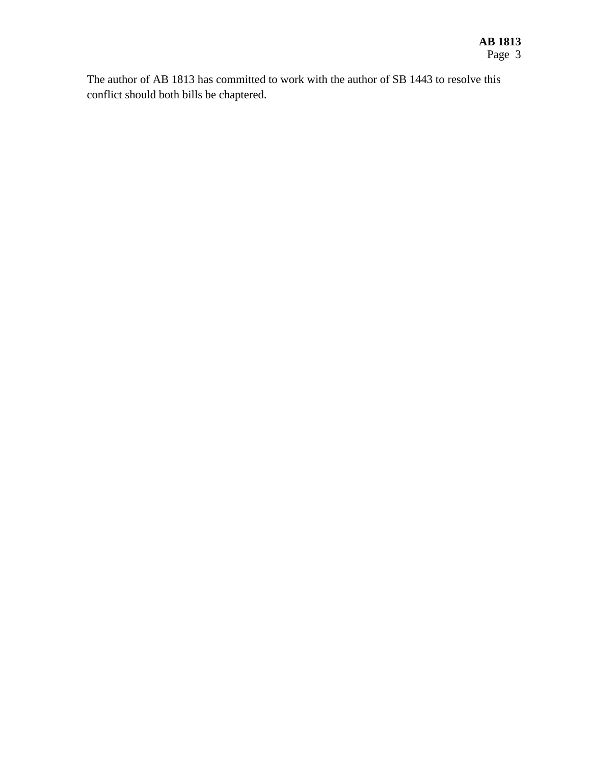The author of AB 1813 has committed to work with the author of SB 1443 to resolve this conflict should both bills be chaptered.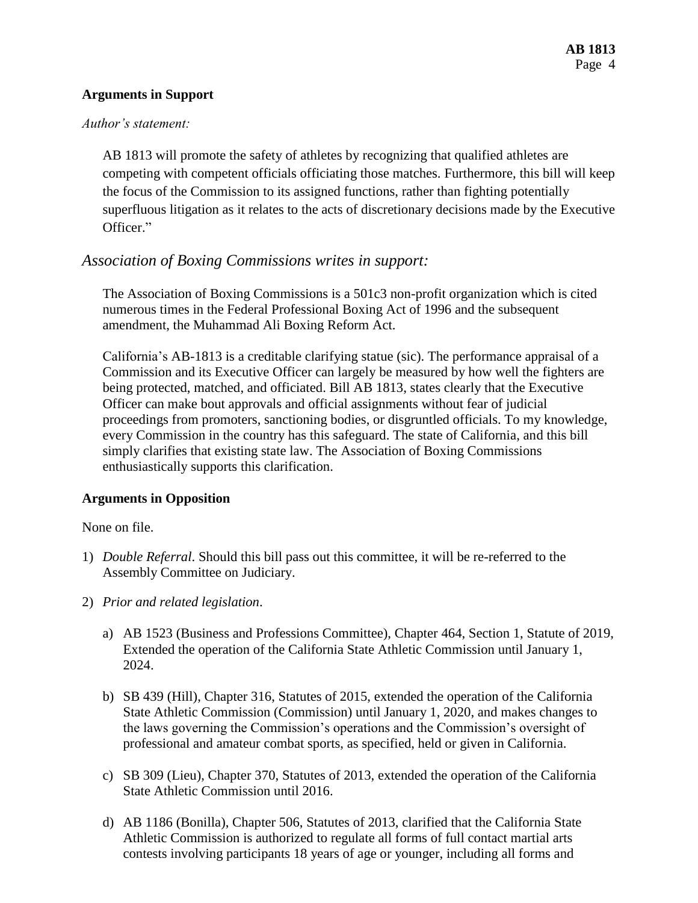**Arguments in Support**

*Author's statement:*

> AB 1813 will promote the safety of athletes by recognizing that qualified athletes are competing with competent officials officiating those matches. Furthermore, this bill will keep the focus of the Commission to its assigned functions, rather than fighting potentially superfluous litigation as it relates to the acts of discretionary decisions made by the Executive Officer."

*Association of Boxing Commissions writes in support:*

> The Association of Boxing Commissions is a 501c3 non-profit organization which is cited numerous times in the Federal Professional Boxing Act of 1996 and the subsequent amendment, the Muhammad Ali Boxing Reform Act.
>
> California's AB-1813 is a creditable clarifying statue (sic). The performance appraisal of a Commission and its Executive Officer can largely be measured by how well the fighters are being protected, matched, and officiated. Bill AB 1813, states clearly that the Executive Officer can make bout approvals and official assignments without fear of judicial proceedings from promoters, sanctioning bodies, or disgruntled officials. To my knowledge, every Commission in the country has this safeguard. The state of California, and this bill simply clarifies that existing state law. The Association of Boxing Commissions enthusiastically supports this clarification.

**Arguments in Opposition**

None on file.

1) *Double Referral*. Should this bill pass out this committee, it will be re-referred to the Assembly Committee on Judiciary.

2) *Prior and related legislation*.

   a) AB 1523 (Business and Professions Committee), Chapter 464, Section 1, Statute of 2019, Extended the operation of the California State Athletic Commission until January 1, 2024.

   b) SB 439 (Hill), Chapter 316, Statutes of 2015, extended the operation of the California State Athletic Commission (Commission) until January 1, 2020, and makes changes to the laws governing the Commission's operations and the Commission's oversight of professional and amateur combat sports, as specified, held or given in California.

   c) SB 309 (Lieu), Chapter 370, Statutes of 2013, extended the operation of the California State Athletic Commission until 2016.

   d) AB 1186 (Bonilla), Chapter 506, Statutes of 2013, clarified that the California State Athletic Commission is authorized to regulate all forms of full contact martial arts contests involving participants 18 years of age or younger, including all forms and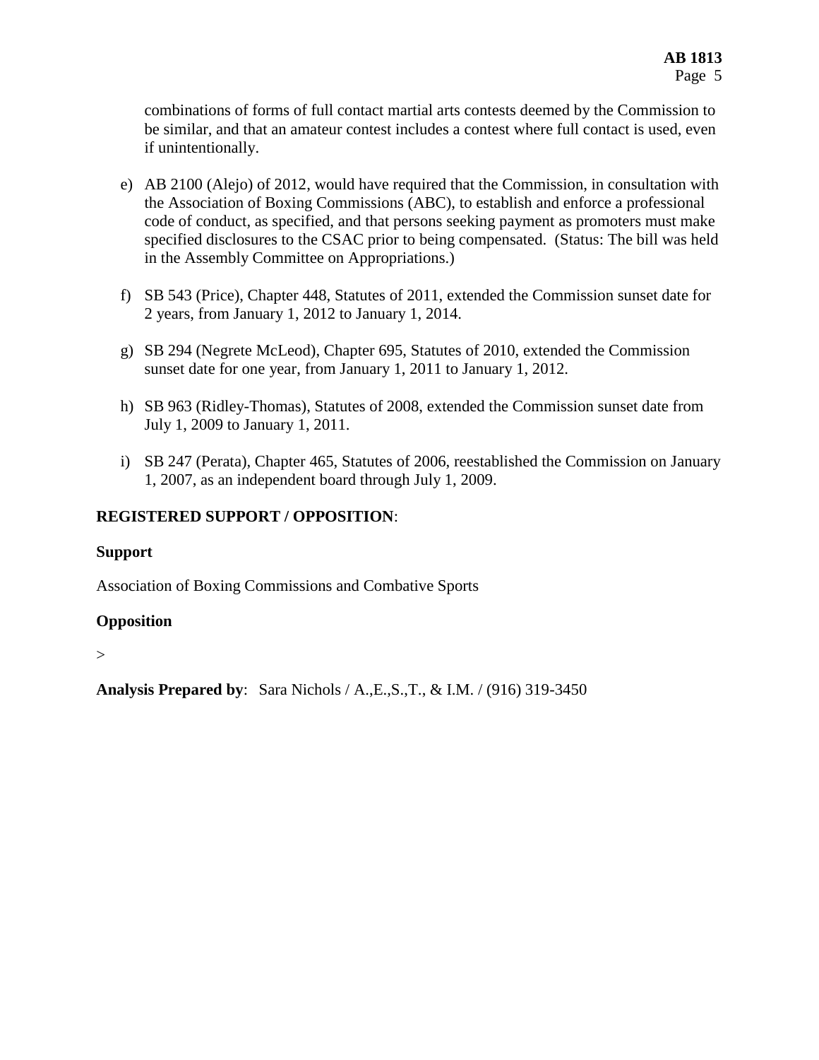combinations of forms of full contact martial arts contests deemed by the Commission to be similar, and that an amateur contest includes a contest where full contact is used, even if unintentionally.

e) AB 2100 (Alejo) of 2012, would have required that the Commission, in consultation with the Association of Boxing Commissions (ABC), to establish and enforce a professional code of conduct, as specified, and that persons seeking payment as promoters must make specified disclosures to the CSAC prior to being compensated. (Status: The bill was held in the Assembly Committee on Appropriations.)

f) SB 543 (Price), Chapter 448, Statutes of 2011, extended the Commission sunset date for 2 years, from January 1, 2012 to January 1, 2014.

g) SB 294 (Negrete McLeod), Chapter 695, Statutes of 2010, extended the Commission sunset date for one year, from January 1, 2011 to January 1, 2012.

h) SB 963 (Ridley-Thomas), Statutes of 2008, extended the Commission sunset date from July 1, 2009 to January 1, 2011.

i) SB 247 (Perata), Chapter 465, Statutes of 2006, reestablished the Commission on January 1, 2007, as an independent board through July 1, 2009.

**REGISTERED SUPPORT / OPPOSITION**:

**Support**

Association of Boxing Commissions and Combative Sports

**Opposition**

>

**Analysis Prepared by**: Sara Nichols / A.,E.,S.,T., & I.M. / (916) 319-3450